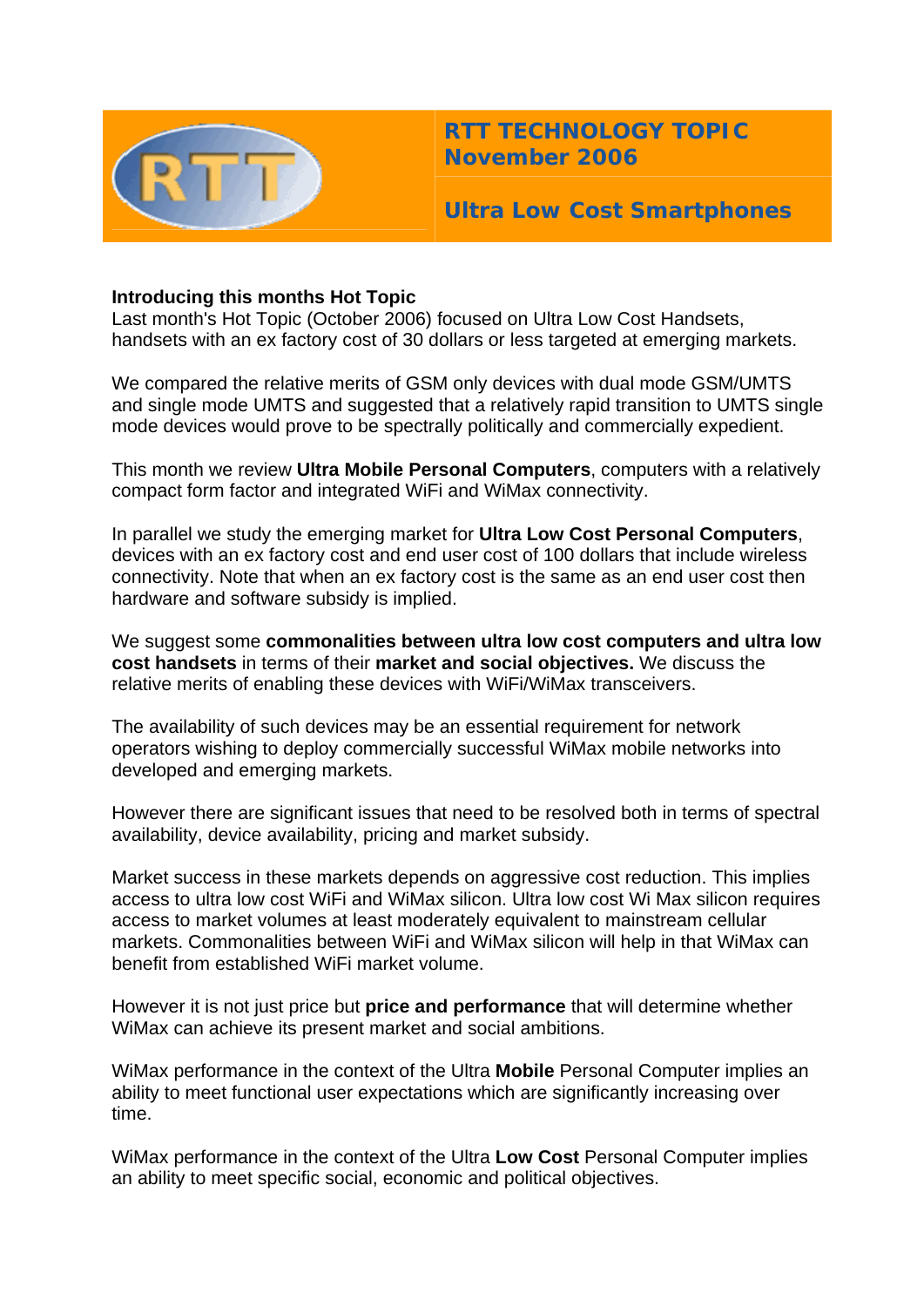**RTT TECHNOLOGY TOPIC**
**November 2006**

# Ultra Low Cost Smartphones

**Introducing this months Hot Topic**
Last month's Hot Topic (October 2006) focused on Ultra Low Cost Handsets, handsets with an ex factory cost of 30 dollars or less targeted at emerging markets.

We compared the relative merits of GSM only devices with dual mode GSM/UMTS and single mode UMTS and suggested that a relatively rapid transition to UMTS single mode devices would prove to be spectrally politically and commercially expedient.

This month we review **Ultra Mobile Personal Computers**, computers with a relatively compact form factor and integrated WiFi and WiMax connectivity.

In parallel we study the emerging market for **Ultra Low Cost Personal Computers**, devices with an ex factory cost and end user cost of 100 dollars that include wireless connectivity. Note that when an ex factory cost is the same as an end user cost then hardware and software subsidy is implied.

We suggest some **commonalities between ultra low cost computers and ultra low cost handsets** in terms of their **market and social objectives.** We discuss the relative merits of enabling these devices with WiFi/WiMax transceivers.

The availability of such devices may be an essential requirement for network operators wishing to deploy commercially successful WiMax mobile networks into developed and emerging markets.

However there are significant issues that need to be resolved both in terms of spectral availability, device availability, pricing and market subsidy.

Market success in these markets depends on aggressive cost reduction. This implies access to ultra low cost WiFi and WiMax silicon. Ultra low cost Wi Max silicon requires access to market volumes at least moderately equivalent to mainstream cellular markets. Commonalities between WiFi and WiMax silicon will help in that WiMax can benefit from established WiFi market volume.

However it is not just price but **price and performance** that will determine whether WiMax can achieve its present market and social ambitions.

WiMax performance in the context of the Ultra **Mobile** Personal Computer implies an ability to meet functional user expectations which are significantly increasing over time.

WiMax performance in the context of the Ultra **Low Cost** Personal Computer implies an ability to meet specific social, economic and political objectives.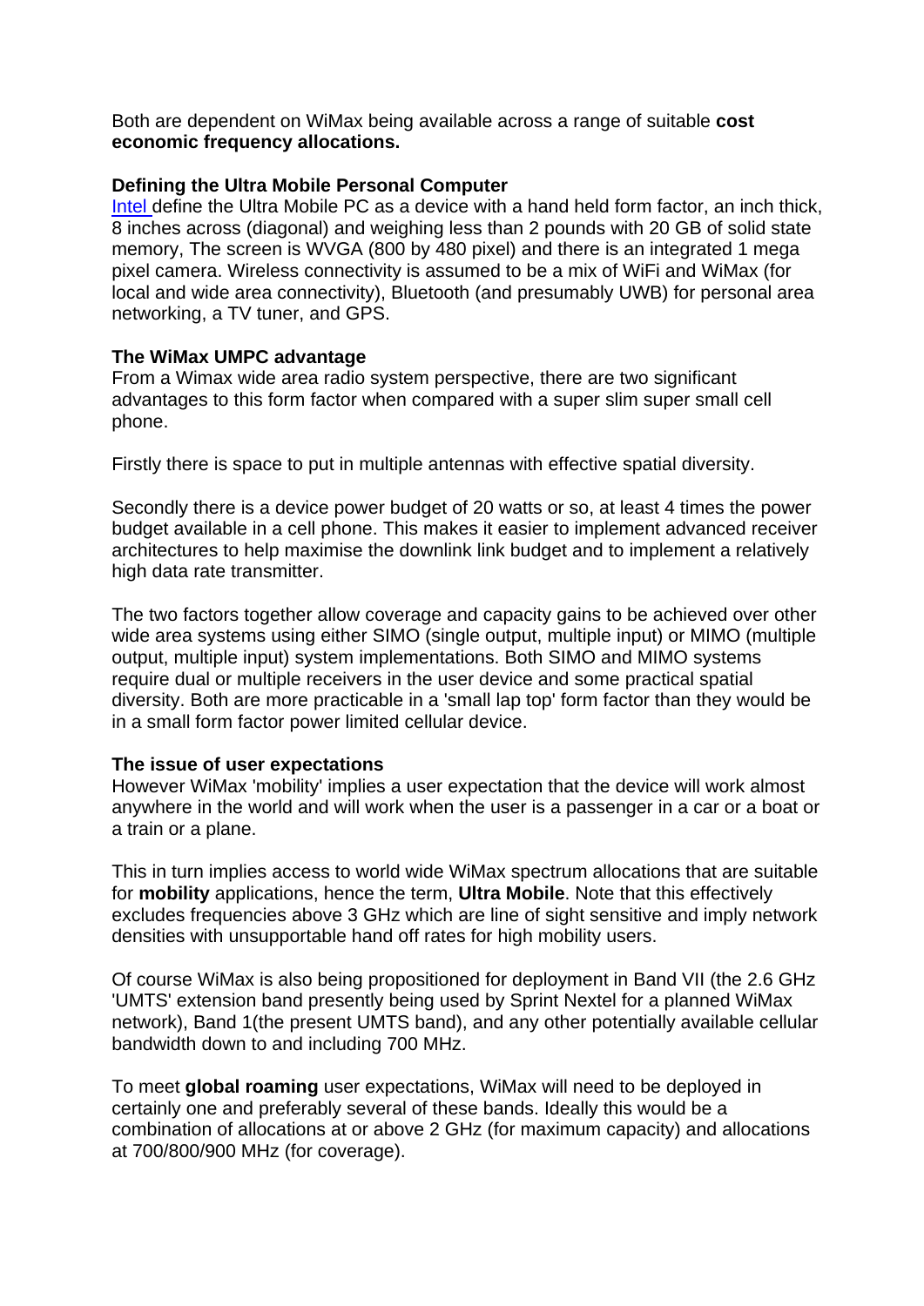Both are dependent on WiMax being available across a range of suitable **cost economic frequency allocations.**

**Defining the Ultra Mobile Personal Computer**

Intel define the Ultra Mobile PC as a device with a hand held form factor, an inch thick, 8 inches across (diagonal) and weighing less than 2 pounds with 20 GB of solid state memory, The screen is WVGA (800 by 480 pixel) and there is an integrated 1 mega pixel camera. Wireless connectivity is assumed to be a mix of WiFi and WiMax (for local and wide area connectivity), Bluetooth (and presumably UWB) for personal area networking, a TV tuner, and GPS.

**The WiMax UMPC advantage**

From a Wimax wide area radio system perspective, there are two significant advantages to this form factor when compared with a super slim super small cell phone.

Firstly there is space to put in multiple antennas with effective spatial diversity.

Secondly there is a device power budget of 20 watts or so, at least 4 times the power budget available in a cell phone. This makes it easier to implement advanced receiver architectures to help maximise the downlink link budget and to implement a relatively high data rate transmitter.

The two factors together allow coverage and capacity gains to be achieved over other wide area systems using either SIMO (single output, multiple input) or MIMO (multiple output, multiple input) system implementations. Both SIMO and MIMO systems require dual or multiple receivers in the user device and some practical spatial diversity. Both are more practicable in a 'small lap top' form factor than they would be in a small form factor power limited cellular device.

**The issue of user expectations**

However WiMax 'mobility' implies a user expectation that the device will work almost anywhere in the world and will work when the user is a passenger in a car or a boat or a train or a plane.

This in turn implies access to world wide WiMax spectrum allocations that are suitable for **mobility** applications, hence the term, **Ultra Mobile**. Note that this effectively excludes frequencies above 3 GHz which are line of sight sensitive and imply network densities with unsupportable hand off rates for high mobility users.

Of course WiMax is also being propositioned for deployment in Band VII (the 2.6 GHz 'UMTS' extension band presently being used by Sprint Nextel for a planned WiMax network), Band 1(the present UMTS band), and any other potentially available cellular bandwidth down to and including 700 MHz.

To meet **global roaming** user expectations, WiMax will need to be deployed in certainly one and preferably several of these bands. Ideally this would be a combination of allocations at or above 2 GHz (for maximum capacity) and allocations at 700/800/900 MHz (for coverage).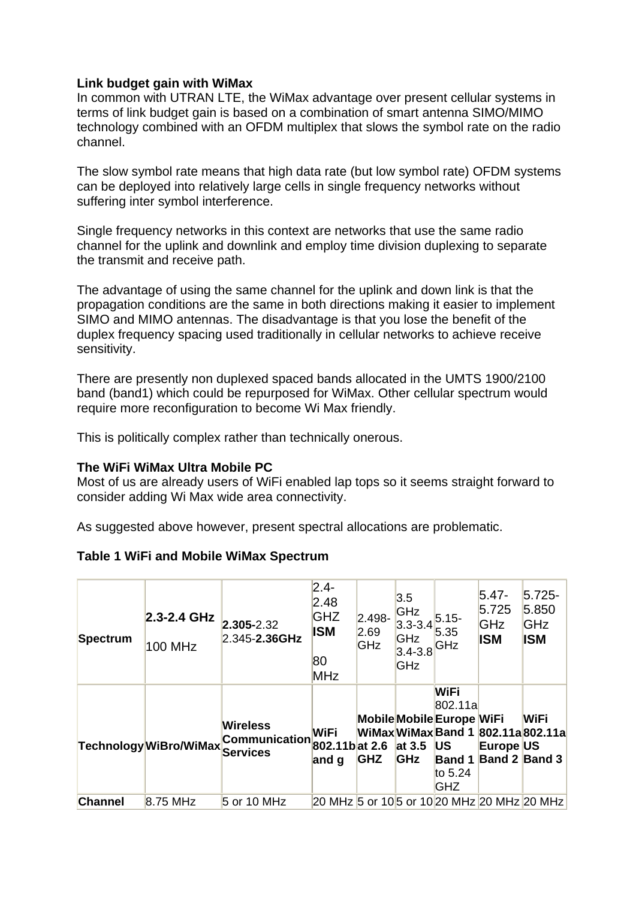**Link budget gain with WiMax**

In common with UTRAN LTE, the WiMax advantage over present cellular systems in terms of link budget gain is based on a combination of smart antenna SIMO/MIMO technology combined with an OFDM multiplex that slows the symbol rate on the radio channel.

The slow symbol rate means that high data rate (but low symbol rate) OFDM systems can be deployed into relatively large cells in single frequency networks without suffering inter symbol interference.

Single frequency networks in this context are networks that use the same radio channel for the uplink and downlink and employ time division duplexing to separate the transmit and receive path.

The advantage of using the same channel for the uplink and down link is that the propagation conditions are the same in both directions making it easier to implement SIMO and MIMO antennas. The disadvantage is that you lose the benefit of the duplex frequency spacing used traditionally in cellular networks to achieve receive sensitivity.

There are presently non duplexed spaced bands allocated in the UMTS 1900/2100 band (band1) which could be repurposed for WiMax. Other cellular spectrum would require more reconfiguration to become Wi Max friendly.

This is politically complex rather than technically onerous.

**The WiFi WiMax Ultra Mobile PC**

Most of us are already users of WiFi enabled lap tops so it seems straight forward to consider adding Wi Max wide area connectivity.

As suggested above however, present spectral allocations are problematic.

**Table 1 WiFi and Mobile WiMax Spectrum**

| **Spectrum** | **2.3-2.4 GHz** 100 MHz | **2.305-**2.32 2.345-**2.36GHz** | 2.4-2.48 GHZ **ISM** 80 MHz | 2.498-2.69 GHz | 3.5 GHz 3.3-3.4 GHz 3.4-3.8 GHz | 5.15-5.35 GHz | 5.47-5.725 GHz **ISM** | 5.725-5.850 GHz **ISM** |
|---|---|---|---|---|---|---|---|---|
| **Technology** | **WiBro/WiMax** | **Wireless Communication Services** | **WiFi 802.11b and g** | **Mobile WiMax at 2.6 GHZ** | **Mobile WiMax at 3.5 GHz** | **WiFi** 802.11a **Europe Band 1 US Band 1** to 5.24 GHZ | **WiFi 802.11a Europe Band 2** | **WiFi 802.11a US Band 3** |
| **Channel** | 8.75 MHz | 5 or 10 MHz | 20 MHz | 5 or 10 | 5 or 10 | 20 MHz | 20 MHz | 20 MHz |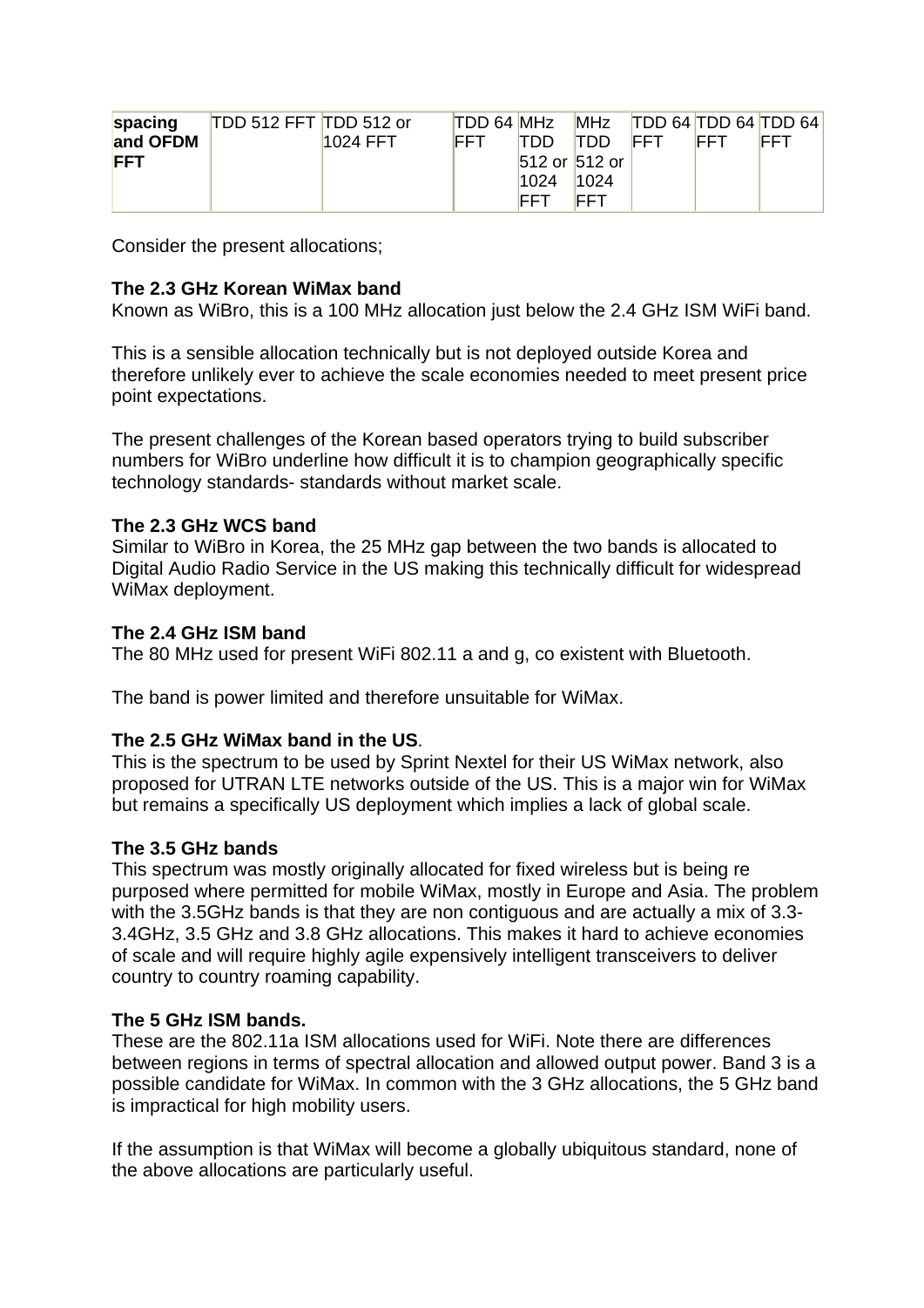| **spacing and OFDM FFT** | TDD 512 FFT | TDD 512 or 1024 FFT | TDD 64 FFT | MHz TDD 512 or 1024 FFT | MHz TDD 512 or 1024 FFT | TDD 64 FFT | TDD 64 FFT | TDD 64 FFT |
|---|---|---|---|---|---|---|---|---|

Consider the present allocations;

**The 2.3 GHz Korean WiMax band**
Known as WiBro, this is a 100 MHz allocation just below the 2.4 GHz ISM WiFi band.

This is a sensible allocation technically but is not deployed outside Korea and therefore unlikely ever to achieve the scale economies needed to meet present price point expectations.

The present challenges of the Korean based operators trying to build subscriber numbers for WiBro underline how difficult it is to champion geographically specific technology standards- standards without market scale.

**The 2.3 GHz WCS band**
Similar to WiBro in Korea, the 25 MHz gap between the two bands is allocated to Digital Audio Radio Service in the US making this technically difficult for widespread WiMax deployment.

**The 2.4 GHz ISM band**
The 80 MHz used for present WiFi 802.11 a and g, co existent with Bluetooth.

The band is power limited and therefore unsuitable for WiMax.

**The 2.5 GHz WiMax band in the US**.
This is the spectrum to be used by Sprint Nextel for their US WiMax network, also proposed for UTRAN LTE networks outside of the US. This is a major win for WiMax but remains a specifically US deployment which implies a lack of global scale.

**The 3.5 GHz bands**
This spectrum was mostly originally allocated for fixed wireless but is being re purposed where permitted for mobile WiMax, mostly in Europe and Asia. The problem with the 3.5GHz bands is that they are non contiguous and are actually a mix of 3.3-3.4GHz, 3.5 GHz and 3.8 GHz allocations. This makes it hard to achieve economies of scale and will require highly agile expensively intelligent transceivers to deliver country to country roaming capability.

**The 5 GHz ISM bands.**
These are the 802.11a ISM allocations used for WiFi. Note there are differences between regions in terms of spectral allocation and allowed output power. Band 3 is a possible candidate for WiMax. In common with the 3 GHz allocations, the 5 GHz band is impractical for high mobility users.

If the assumption is that WiMax will become a globally ubiquitous standard, none of the above allocations are particularly useful.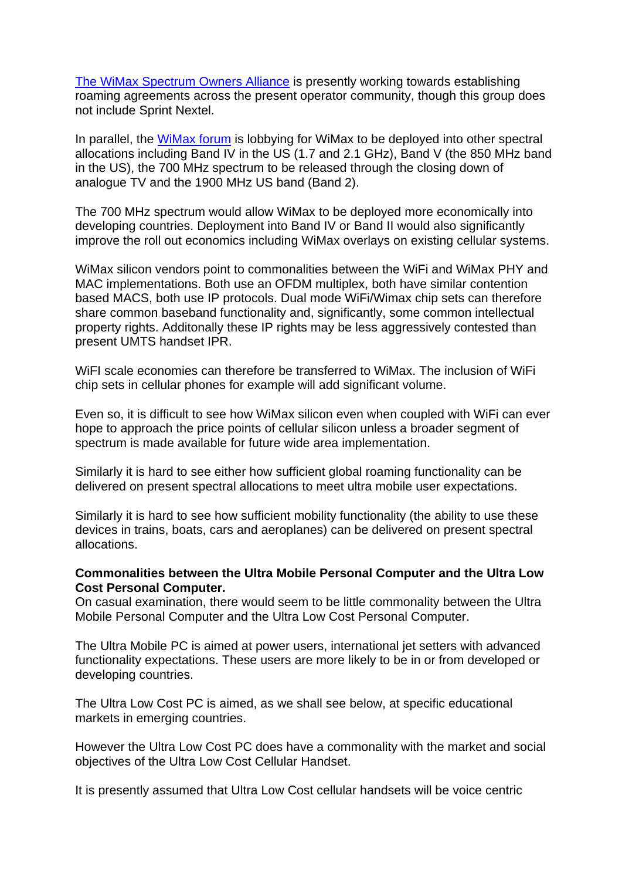The WiMax Spectrum Owners Alliance is presently working towards establishing roaming agreements across the present operator community, though this group does not include Sprint Nextel.

In parallel, the WiMax forum is lobbying for WiMax to be deployed into other spectral allocations including Band IV in the US (1.7 and 2.1 GHz), Band V (the 850 MHz band in the US), the 700 MHz spectrum to be released through the closing down of analogue TV and the 1900 MHz US band (Band 2).

The 700 MHz spectrum would allow WiMax to be deployed more economically into developing countries. Deployment into Band IV or Band II would also significantly improve the roll out economics including WiMax overlays on existing cellular systems.

WiMax silicon vendors point to commonalities between the WiFi and WiMax PHY and MAC implementations. Both use an OFDM multiplex, both have similar contention based MACS, both use IP protocols. Dual mode WiFi/Wimax chip sets can therefore share common baseband functionality and, significantly, some common intellectual property rights. Additonally these IP rights may be less aggressively contested than present UMTS handset IPR.

WiFI scale economies can therefore be transferred to WiMax. The inclusion of WiFi chip sets in cellular phones for example will add significant volume.

Even so, it is difficult to see how WiMax silicon even when coupled with WiFi can ever hope to approach the price points of cellular silicon unless a broader segment of spectrum is made available for future wide area implementation.

Similarly it is hard to see either how sufficient global roaming functionality can be delivered on present spectral allocations to meet ultra mobile user expectations.

Similarly it is hard to see how sufficient mobility functionality (the ability to use these devices in trains, boats, cars and aeroplanes) can be delivered on present spectral allocations.

**Commonalities between the Ultra Mobile Personal Computer and the Ultra Low Cost Personal Computer.**

On casual examination, there would seem to be little commonality between the Ultra Mobile Personal Computer and the Ultra Low Cost Personal Computer.

The Ultra Mobile PC is aimed at power users, international jet setters with advanced functionality expectations. These users are more likely to be in or from developed or developing countries.

The Ultra Low Cost PC is aimed, as we shall see below, at specific educational markets in emerging countries.

However the Ultra Low Cost PC does have a commonality with the market and social objectives of the Ultra Low Cost Cellular Handset.

It is presently assumed that Ultra Low Cost cellular handsets will be voice centric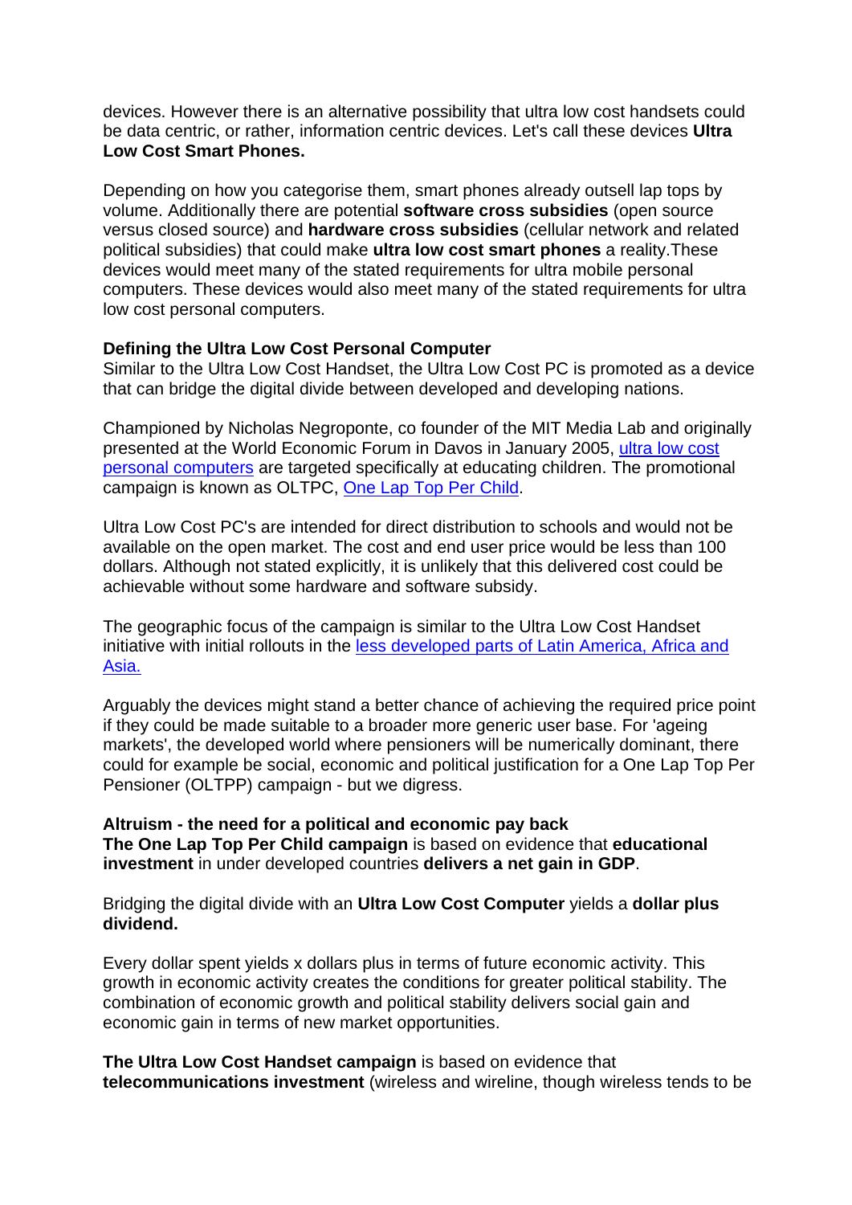devices. However there is an alternative possibility that ultra low cost handsets could be data centric, or rather, information centric devices. Let's call these devices **Ultra Low Cost Smart Phones.**

Depending on how you categorise them, smart phones already outsell lap tops by volume. Additionally there are potential **software cross subsidies** (open source versus closed source) and **hardware cross subsidies** (cellular network and related political subsidies) that could make **ultra low cost smart phones** a reality.These devices would meet many of the stated requirements for ultra mobile personal computers. These devices would also meet many of the stated requirements for ultra low cost personal computers.

**Defining the Ultra Low Cost Personal Computer**
Similar to the Ultra Low Cost Handset, the Ultra Low Cost PC is promoted as a device that can bridge the digital divide between developed and developing nations.

Championed by Nicholas Negroponte, co founder of the MIT Media Lab and originally presented at the World Economic Forum in Davos in January 2005, ultra low cost personal computers are targeted specifically at educating children. The promotional campaign is known as OLTPC, One Lap Top Per Child.

Ultra Low Cost PC's are intended for direct distribution to schools and would not be available on the open market. The cost and end user price would be less than 100 dollars. Although not stated explicitly, it is unlikely that this delivered cost could be achievable without some hardware and software subsidy.

The geographic focus of the campaign is similar to the Ultra Low Cost Handset initiative with initial rollouts in the less developed parts of Latin America, Africa and Asia.

Arguably the devices might stand a better chance of achieving the required price point if they could be made suitable to a broader more generic user base. For 'ageing markets', the developed world where pensioners will be numerically dominant, there could for example be social, economic and political justification for a One Lap Top Per Pensioner (OLTPP) campaign - but we digress.

**Altruism - the need for a political and economic pay back**
**The One Lap Top Per Child campaign** is based on evidence that **educational investment** in under developed countries **delivers a net gain in GDP**.

Bridging the digital divide with an **Ultra Low Cost Computer** yields a **dollar plus dividend.**

Every dollar spent yields x dollars plus in terms of future economic activity. This growth in economic activity creates the conditions for greater political stability. The combination of economic growth and political stability delivers social gain and economic gain in terms of new market opportunities.

**The Ultra Low Cost Handset campaign** is based on evidence that **telecommunications investment** (wireless and wireline, though wireless tends to be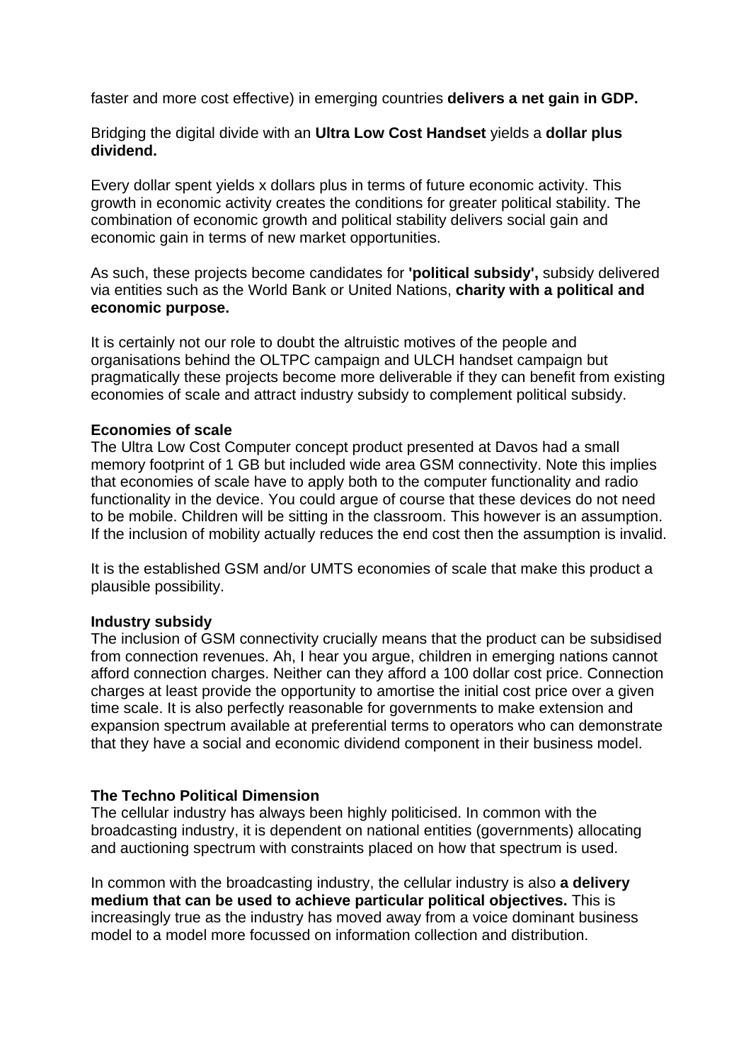faster and more cost effective) in emerging countries **delivers a net gain in GDP.**

Bridging the digital divide with an **Ultra Low Cost Handset** yields a **dollar plus dividend.**

Every dollar spent yields x dollars plus in terms of future economic activity. This growth in economic activity creates the conditions for greater political stability. The combination of economic growth and political stability delivers social gain and economic gain in terms of new market opportunities.

As such, these projects become candidates for **'political subsidy',** subsidy delivered via entities such as the World Bank or United Nations, **charity with a political and economic purpose.**

It is certainly not our role to doubt the altruistic motives of the people and organisations behind the OLTPC campaign and ULCH handset campaign but pragmatically these projects become more deliverable if they can benefit from existing economies of scale and attract industry subsidy to complement political subsidy.

**Economies of scale**
The Ultra Low Cost Computer concept product presented at Davos had a small memory footprint of 1 GB but included wide area GSM connectivity. Note this implies that economies of scale have to apply both to the computer functionality and radio functionality in the device. You could argue of course that these devices do not need to be mobile. Children will be sitting in the classroom. This however is an assumption. If the inclusion of mobility actually reduces the end cost then the assumption is invalid.

It is the established GSM and/or UMTS economies of scale that make this product a plausible possibility.

**Industry subsidy**
The inclusion of GSM connectivity crucially means that the product can be subsidised from connection revenues. Ah, I hear you argue, children in emerging nations cannot afford connection charges. Neither can they afford a 100 dollar cost price. Connection charges at least provide the opportunity to amortise the initial cost price over a given time scale. It is also perfectly reasonable for governments to make extension and expansion spectrum available at preferential terms to operators who can demonstrate that they have a social and economic dividend component in their business model.

**The Techno Political Dimension**
The cellular industry has always been highly politicised. In common with the broadcasting industry, it is dependent on national entities (governments) allocating and auctioning spectrum with constraints placed on how that spectrum is used.

In common with the broadcasting industry, the cellular industry is also **a delivery medium that can be used to achieve particular political objectives.** This is increasingly true as the industry has moved away from a voice dominant business model to a model more focussed on information collection and distribution.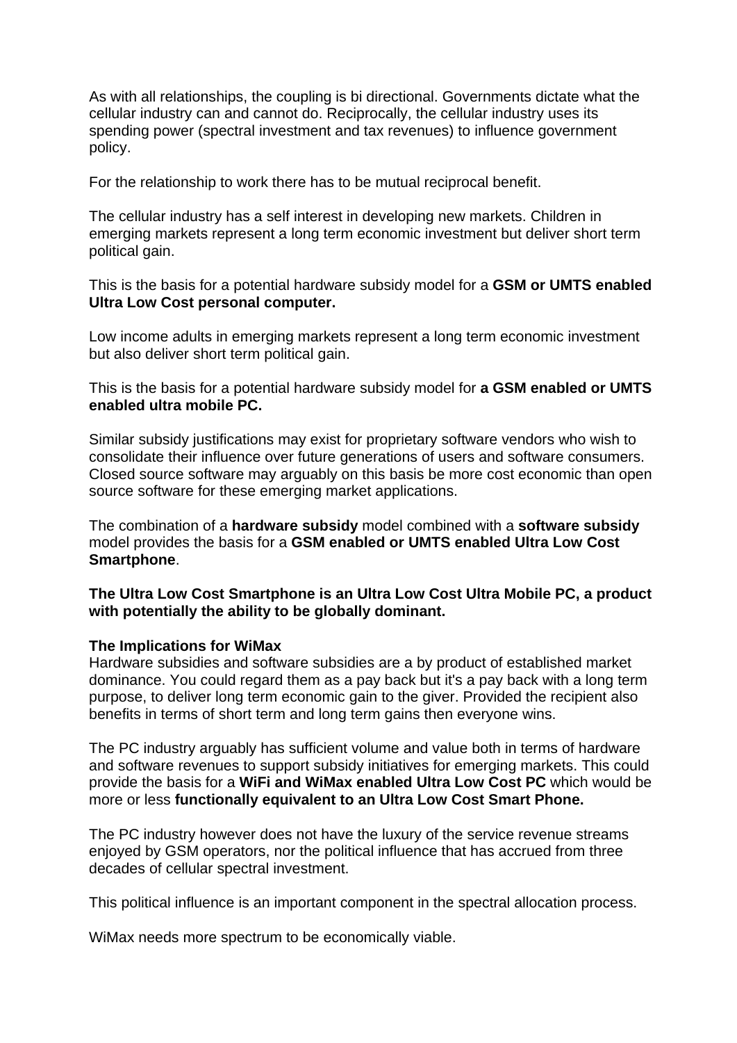As with all relationships, the coupling is bi directional. Governments dictate what the cellular industry can and cannot do. Reciprocally, the cellular industry uses its spending power (spectral investment and tax revenues) to influence government policy.

For the relationship to work there has to be mutual reciprocal benefit.

The cellular industry has a self interest in developing new markets. Children in emerging markets represent a long term economic investment but deliver short term political gain.

This is the basis for a potential hardware subsidy model for a **GSM or UMTS enabled Ultra Low Cost personal computer.**

Low income adults in emerging markets represent a long term economic investment but also deliver short term political gain.

This is the basis for a potential hardware subsidy model for **a GSM enabled or UMTS enabled ultra mobile PC.**

Similar subsidy justifications may exist for proprietary software vendors who wish to consolidate their influence over future generations of users and software consumers. Closed source software may arguably on this basis be more cost economic than open source software for these emerging market applications.

The combination of a **hardware subsidy** model combined with a **software subsidy** model provides the basis for a **GSM enabled or UMTS enabled Ultra Low Cost Smartphone**.

**The Ultra Low Cost Smartphone is an Ultra Low Cost Ultra Mobile PC, a product with potentially the ability to be globally dominant.**

**The Implications for WiMax**
Hardware subsidies and software subsidies are a by product of established market dominance. You could regard them as a pay back but it's a pay back with a long term purpose, to deliver long term economic gain to the giver. Provided the recipient also benefits in terms of short term and long term gains then everyone wins.

The PC industry arguably has sufficient volume and value both in terms of hardware and software revenues to support subsidy initiatives for emerging markets. This could provide the basis for a **WiFi and WiMax enabled Ultra Low Cost PC** which would be more or less **functionally equivalent to an Ultra Low Cost Smart Phone.**

The PC industry however does not have the luxury of the service revenue streams enjoyed by GSM operators, nor the political influence that has accrued from three decades of cellular spectral investment.

This political influence is an important component in the spectral allocation process.

WiMax needs more spectrum to be economically viable.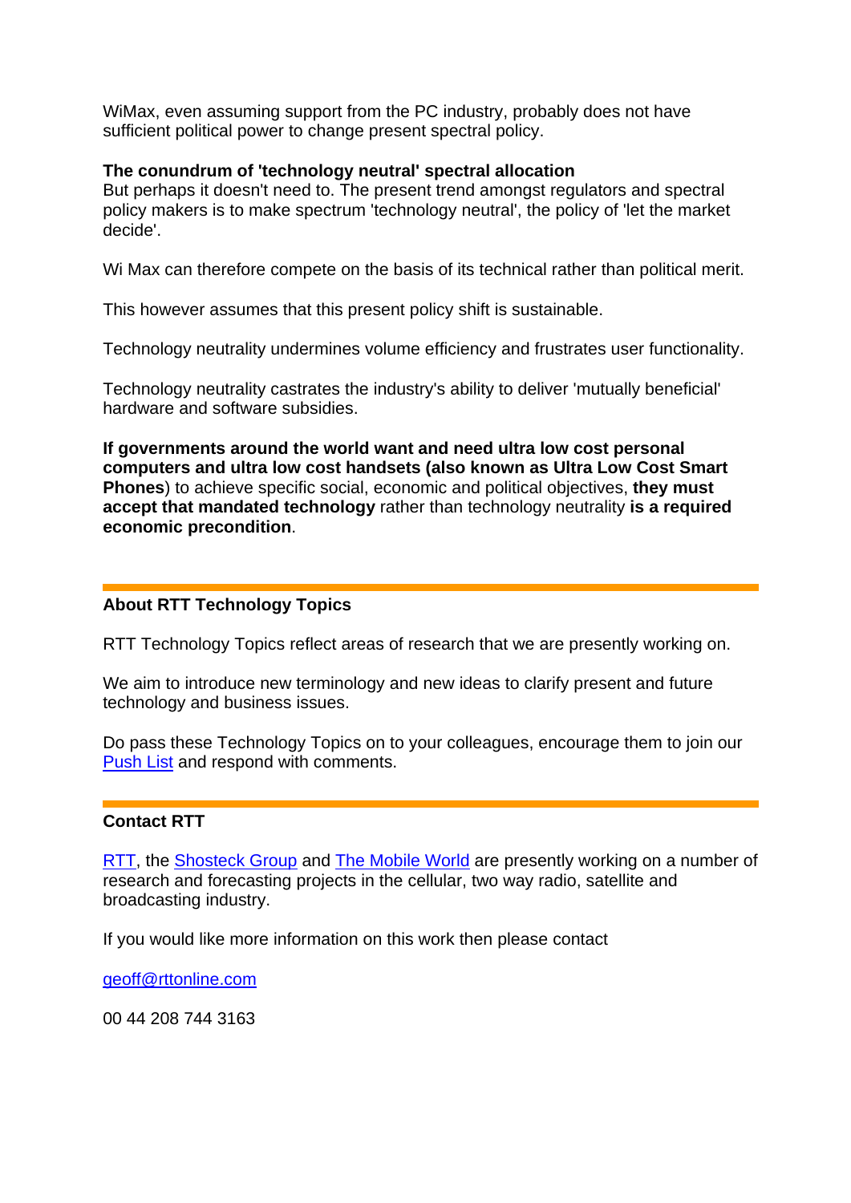WiMax, even assuming support from the PC industry, probably does not have sufficient political power to change present spectral policy.

**The conundrum of 'technology neutral' spectral allocation**
But perhaps it doesn't need to. The present trend amongst regulators and spectral policy makers is to make spectrum 'technology neutral', the policy of 'let the market decide'.

Wi Max can therefore compete on the basis of its technical rather than political merit.

This however assumes that this present policy shift is sustainable.

Technology neutrality undermines volume efficiency and frustrates user functionality.

Technology neutrality castrates the industry's ability to deliver 'mutually beneficial' hardware and software subsidies.

**If governments around the world want and need ultra low cost personal computers and ultra low cost handsets (also known as Ultra Low Cost Smart Phones**) to achieve specific social, economic and political objectives, **they must accept that mandated technology** rather than technology neutrality **is a required economic precondition**.

---

**About RTT Technology Topics**

RTT Technology Topics reflect areas of research that we are presently working on.

We aim to introduce new terminology and new ideas to clarify present and future technology and business issues.

Do pass these Technology Topics on to your colleagues, encourage them to join our Push List and respond with comments.

---

**Contact RTT**

RTT, the Shosteck Group and The Mobile World are presently working on a number of research and forecasting projects in the cellular, two way radio, satellite and broadcasting industry.

If you would like more information on this work then please contact

geoff@rttonline.com

00 44 208 744 3163